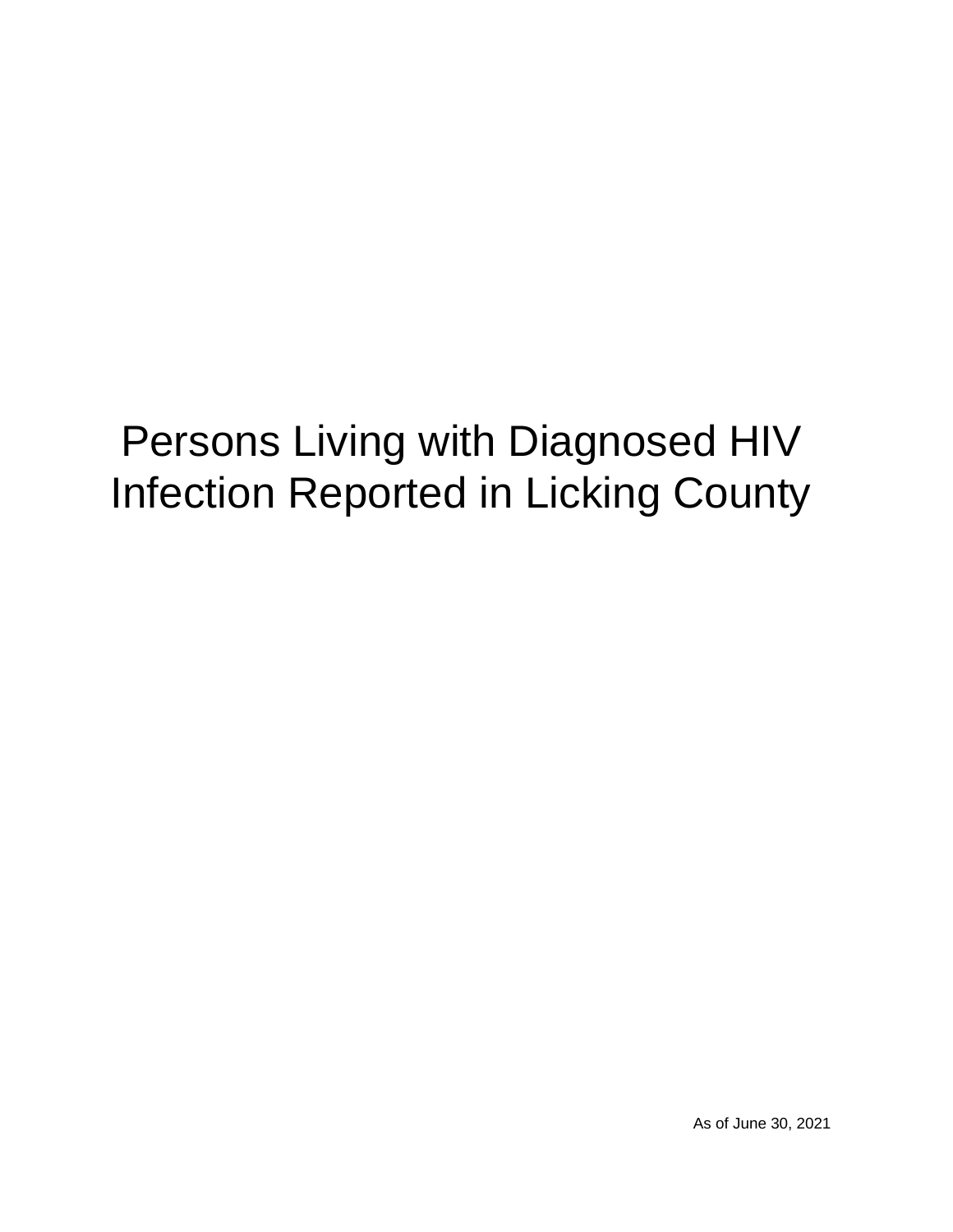# Persons Living with Diagnosed HIV Infection Reported in Licking County

As of June 30, 2021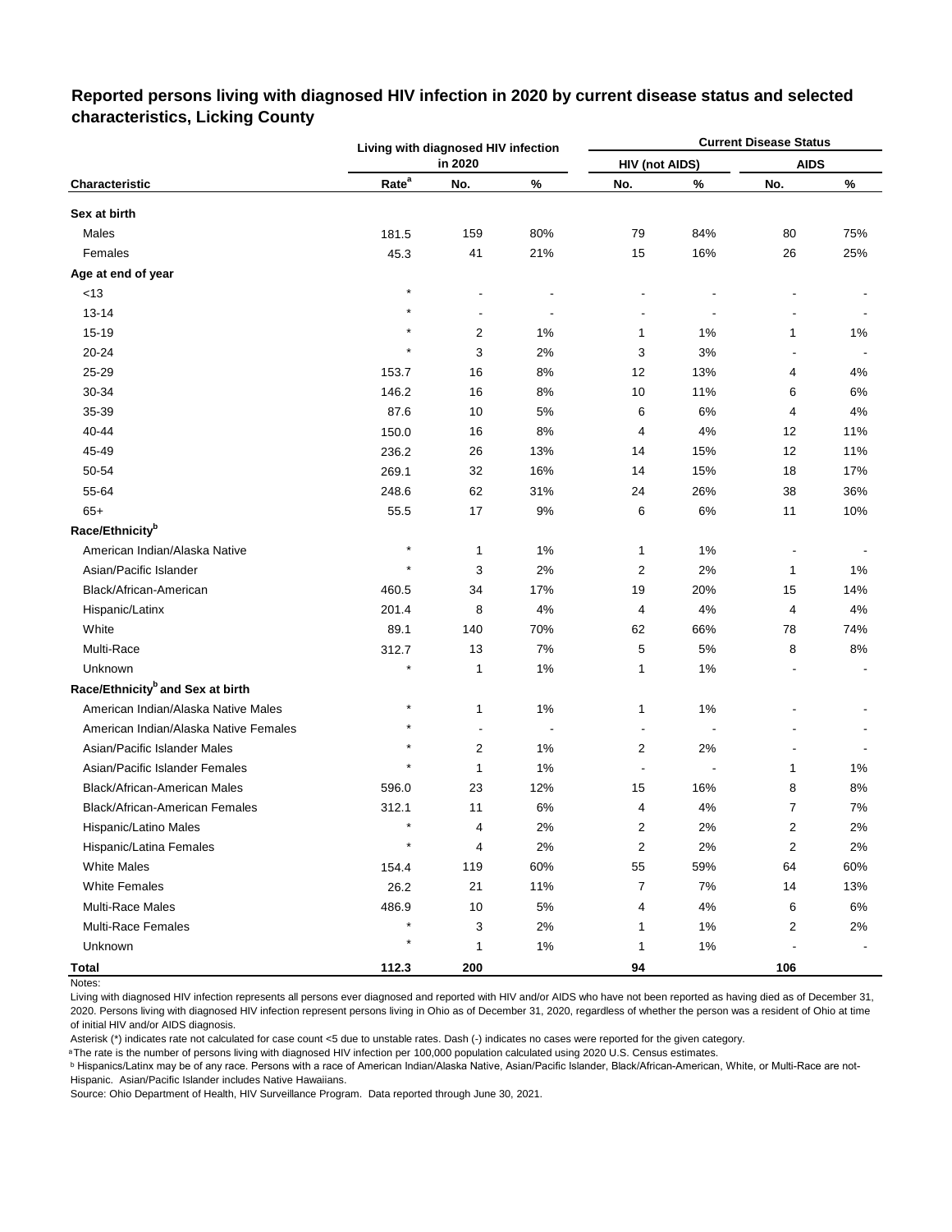## Reported persons living with diagnosed HIV infection in 2020 by current disease status and selected characteristics, Licking County

| Characteristic | Living with diagnosed HIV infection in 2020 | | | Current Disease Status | | | |
|---|---|---|---|---|---|---|---|
| | | | | HIV (not AIDS) | | AIDS | |
| | Rate[a] | No. | % | No. | % | No. | % |
| **Sex at birth** | | | | | | | |
| Males | 181.5 | 159 | 80% | 79 | 84% | 80 | 75% |
| Females | 45.3 | 41 | 21% | 15 | 16% | 26 | 25% |
| **Age at end of year** | | | | | | | |
| <13 | * | - | - | - | - | - | - |
| 13-14 | * | - | - | - | - | - | - |
| 15-19 | * | 2 | 1% | 1 | 1% | 1 | 1% |
| 20-24 | * | 3 | 2% | 3 | 3% | - | - |
| 25-29 | 153.7 | 16 | 8% | 12 | 13% | 4 | 4% |
| 30-34 | 146.2 | 16 | 8% | 10 | 11% | 6 | 6% |
| 35-39 | 87.6 | 10 | 5% | 6 | 6% | 4 | 4% |
| 40-44 | 150.0 | 16 | 8% | 4 | 4% | 12 | 11% |
| 45-49 | 236.2 | 26 | 13% | 14 | 15% | 12 | 11% |
| 50-54 | 269.1 | 32 | 16% | 14 | 15% | 18 | 17% |
| 55-64 | 248.6 | 62 | 31% | 24 | 26% | 38 | 36% |
| 65+ | 55.5 | 17 | 9% | 6 | 6% | 11 | 10% |
| **Race/Ethnicity[b]** | | | | | | | |
| American Indian/Alaska Native | * | 1 | 1% | 1 | 1% | - | - |
| Asian/Pacific Islander | * | 3 | 2% | 2 | 2% | 1 | 1% |
| Black/African-American | 460.5 | 34 | 17% | 19 | 20% | 15 | 14% |
| Hispanic/Latinx | 201.4 | 8 | 4% | 4 | 4% | 4 | 4% |
| White | 89.1 | 140 | 70% | 62 | 66% | 78 | 74% |
| Multi-Race | 312.7 | 13 | 7% | 5 | 5% | 8 | 8% |
| Unknown | * | 1 | 1% | 1 | 1% | - | - |
| **Race/Ethnicity[b] and Sex at birth** | | | | | | | |
| American Indian/Alaska Native Males | * | 1 | 1% | 1 | 1% | - | - |
| American Indian/Alaska Native Females | * | - | - | - | - | - | - |
| Asian/Pacific Islander Males | * | 2 | 1% | 2 | 2% | - | - |
| Asian/Pacific Islander Females | * | 1 | 1% | - | - | 1 | 1% |
| Black/African-American Males | 596.0 | 23 | 12% | 15 | 16% | 8 | 8% |
| Black/African-American Females | 312.1 | 11 | 6% | 4 | 4% | 7 | 7% |
| Hispanic/Latino Males | * | 4 | 2% | 2 | 2% | 2 | 2% |
| Hispanic/Latina Females | * | 4 | 2% | 2 | 2% | 2 | 2% |
| White Males | 154.4 | 119 | 60% | 55 | 59% | 64 | 60% |
| White Females | 26.2 | 21 | 11% | 7 | 7% | 14 | 13% |
| Multi-Race Males | 486.9 | 10 | 5% | 4 | 4% | 6 | 6% |
| Multi-Race Females | * | 3 | 2% | 1 | 1% | 2 | 2% |
| Unknown | * | 1 | 1% | 1 | 1% | - | - |
| **Total** | **112.3** | **200** | | **94** | | **106** | |

Notes:

Living with diagnosed HIV infection represents all persons ever diagnosed and reported with HIV and/or AIDS who have not been reported as having died as of December 31, 2020. Persons living with diagnosed HIV infection represent persons living in Ohio as of December 31, 2020, regardless of whether the person was a resident of Ohio at time of initial HIV and/or AIDS diagnosis.

Asterisk (*) indicates rate not calculated for case count <5 due to unstable rates. Dash (-) indicates no cases were reported for the given category.

[a] The rate is the number of persons living with diagnosed HIV infection per 100,000 population calculated using 2020 U.S. Census estimates.

[b] Hispanics/Latinx may be of any race. Persons with a race of American Indian/Alaska Native, Asian/Pacific Islander, Black/African-American, White, or Multi-Race are not-Hispanic. Asian/Pacific Islander includes Native Hawaiians.

Source: Ohio Department of Health, HIV Surveillance Program. Data reported through June 30, 2021.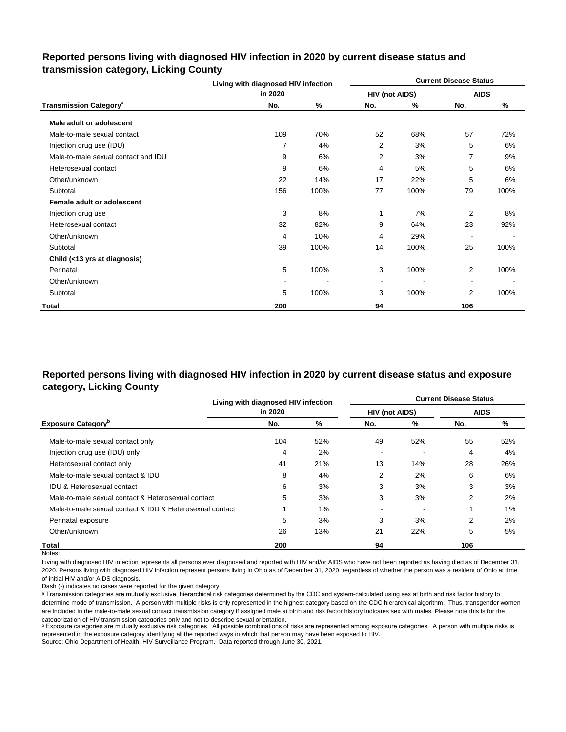## Reported persons living with diagnosed HIV infection in 2020 by current disease status and transmission category, Licking County

| Transmission Category[a] | Living with diagnosed HIV infection in 2020 | | Current Disease Status | | | |
|---|---|---|---|---|---|---|
| | | | HIV (not AIDS) | | AIDS | |
| | No. | % | No. | % | No. | % |
| **Male adult or adolescent** | | | | | | |
| Male-to-male sexual contact | 109 | 70% | 52 | 68% | 57 | 72% |
| Injection drug use (IDU) | 7 | 4% | 2 | 3% | 5 | 6% |
| Male-to-male sexual contact and IDU | 9 | 6% | 2 | 3% | 7 | 9% |
| Heterosexual contact | 9 | 6% | 4 | 5% | 5 | 6% |
| Other/unknown | 22 | 14% | 17 | 22% | 5 | 6% |
| Subtotal | 156 | 100% | 77 | 100% | 79 | 100% |
| **Female adult or adolescent** | | | | | | |
| Injection drug use | 3 | 8% | 1 | 7% | 2 | 8% |
| Heterosexual contact | 32 | 82% | 9 | 64% | 23 | 92% |
| Other/unknown | 4 | 10% | 4 | 29% | - | - |
| Subtotal | 39 | 100% | 14 | 100% | 25 | 100% |
| **Child (<13 yrs at diagnosis)** | | | | | | |
| Perinatal | 5 | 100% | 3 | 100% | 2 | 100% |
| Other/unknown | - | - | - | - | - | - |
| Subtotal | 5 | 100% | 3 | 100% | 2 | 100% |
| **Total** | **200** | | **94** | | **106** | |

## Reported persons living with diagnosed HIV infection in 2020 by current disease status and exposure category, Licking County

| Exposure Category[b] | Living with diagnosed HIV infection in 2020 | | Current Disease Status | | | |
|---|---|---|---|---|---|---|
| | | | HIV (not AIDS) | | AIDS | |
| | No. | % | No. | % | No. | % |
| Male-to-male sexual contact only | 104 | 52% | 49 | 52% | 55 | 52% |
| Injection drug use (IDU) only | 4 | 2% | - | - | 4 | 4% |
| Heterosexual contact only | 41 | 21% | 13 | 14% | 28 | 26% |
| Male-to-male sexual contact & IDU | 8 | 4% | 2 | 2% | 6 | 6% |
| IDU & Heterosexual contact | 6 | 3% | 3 | 3% | 3 | 3% |
| Male-to-male sexual contact & Heterosexual contact | 5 | 3% | 3 | 3% | 2 | 2% |
| Male-to-male sexual contact & IDU & Heterosexual contact | 1 | 1% | - | - | 1 | 1% |
| Perinatal exposure | 5 | 3% | 3 | 3% | 2 | 2% |
| Other/unknown | 26 | 13% | 21 | 22% | 5 | 5% |
| **Total** | **200** | | **94** | | **106** | |

Notes:

Living with diagnosed HIV infection represents all persons ever diagnosed and reported with HIV and/or AIDS who have not been reported as having died as of December 31, 2020. Persons living with diagnosed HIV infection represent persons living in Ohio as of December 31, 2020, regardless of whether the person was a resident of Ohio at time of initial HIV and/or AIDS diagnosis.

Dash (-) indicates no cases were reported for the given category.

[a] Transmission categories are mutually exclusive, hierarchical risk categories determined by the CDC and system-calculated using sex at birth and risk factor history to determine mode of transmission. A person with multiple risks is only represented in the highest category based on the CDC hierarchical algorithm. Thus, transgender women are included in the male-to-male sexual contact transmission category if assigned male at birth and risk factor history indicates sex with males. Please note this is for the categorization of HIV transmission categories only and not to describe sexual orientation.

[b] Exposure categories are mutually exclusive risk categories. All possible combinations of risks are represented among exposure categories. A person with multiple risks is represented in the exposure category identifying all the reported ways in which that person may have been exposed to HIV.

Source: Ohio Department of Health, HIV Surveillance Program. Data reported through June 30, 2021.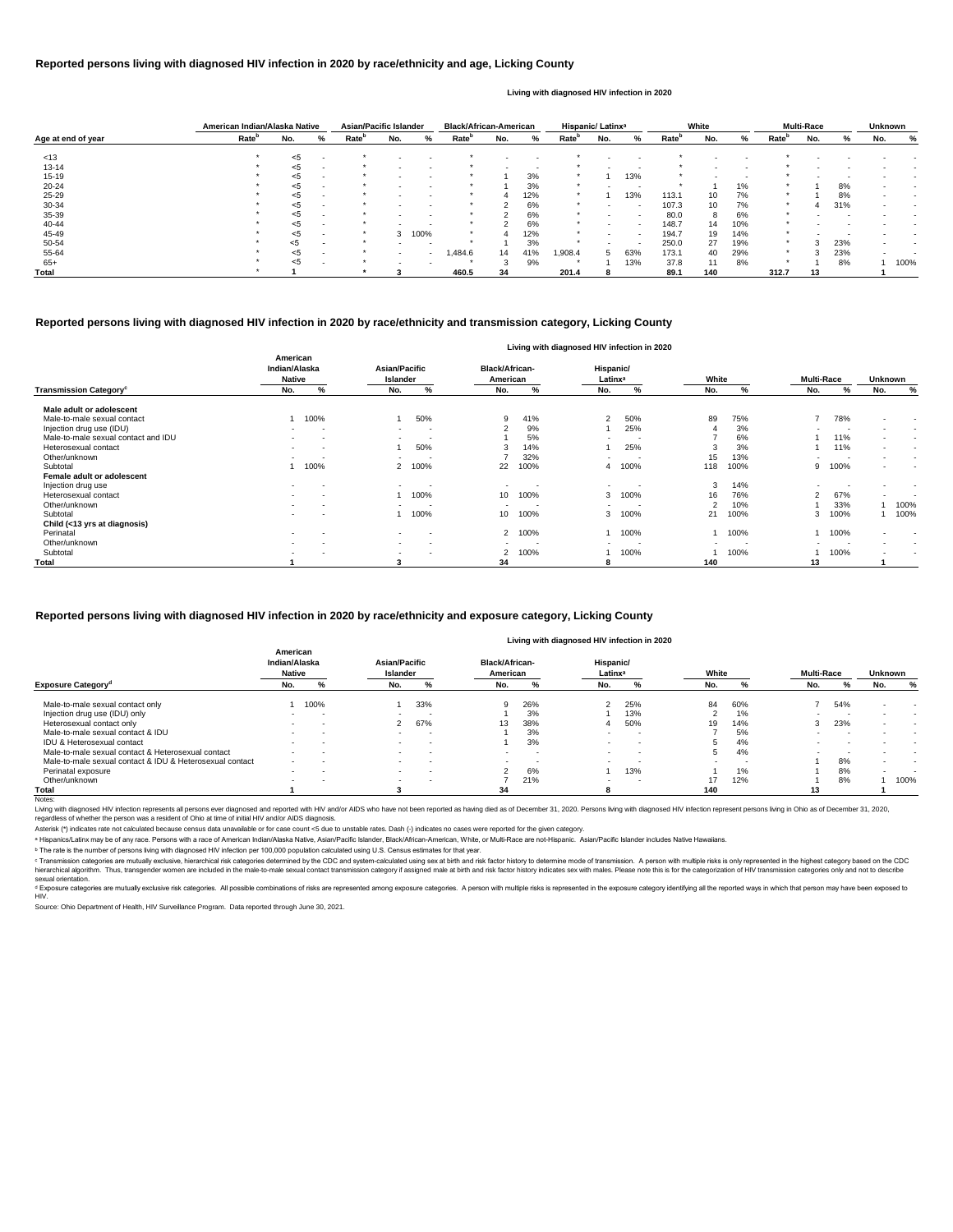## Reported persons living with diagnosed HIV infection in 2020 by race/ethnicity and age, Licking County

Living with diagnosed HIV infection in 2020

| Age at end of year | American Indian/Alaska Native | | | Asian/Pacific Islander | | | Black/African-American | | | Hispanic/ Latinx[a] | | | White | | | Multi-Race | | | Unknown | |
|---|---|---|---|---|---|---|---|---|---|---|---|---|---|---|---|---|---|---|---|---|
| | Rate[b] | No. | % | Rate[b] | No. | % | Rate[b] | No. | % | Rate[b] | No. | % | Rate[b] | No. | % | Rate[b] | No. | % | No. | % |
| <13 | * | <5 | - | * | - | - | * | - | - | * | - | - | * | - | - | * | - | - | - | - |
| 13-14 | * | <5 | - | * | - | - | * | - | - | * | - | - | * | - | - | * | - | - | - | - |
| 15-19 | * | <5 | - | * | - | - | * | 1 | 3% | * | 1 | 13% | * | - | - | * | - | - | - | - |
| 20-24 | * | <5 | - | * | - | - | * | 1 | 3% | * | - | - | * | 1 | 1% | * | 1 | 8% | - | - |
| 25-29 | * | <5 | - | * | - | - | * | 4 | 12% | * | 1 | 13% | 113.1 | 10 | 7% | * | 1 | 8% | - | - |
| 30-34 | * | <5 | - | * | - | - | * | 2 | 6% | * | - | - | 107.3 | 10 | 7% | * | 4 | 31% | - | - |
| 35-39 | * | <5 | - | * | - | - | * | 2 | 6% | * | - | - | 80.0 | 8 | 6% | * | - | - | - | - |
| 40-44 | * | <5 | - | * | - | - | * | 2 | 6% | * | - | - | 148.7 | 14 | 10% | * | - | - | - | - |
| 45-49 | * | <5 | - | * | 3 | 100% | * | 4 | 12% | * | - | - | 194.7 | 19 | 14% | * | - | - | - | - |
| 50-54 | * | <5 | - | * | - | - | * | 1 | 3% | * | - | - | 250.0 | 27 | 19% | * | 3 | 23% | - | - |
| 55-64 | * | <5 | - | * | - | - | 1,484.6 | 14 | 41% | 1,908.4 | 5 | 63% | 173.1 | 40 | 29% | * | 3 | 23% | - | - |
| 65+ | * | <5 | - | * | - | - | * | 3 | 9% | * | 1 | 13% | 37.8 | 11 | 8% | * | 1 | 8% | 1 | 100% |
| **Total** | * | 1 | | * | 3 | | 460.5 | 34 | | 201.4 | 8 | | 89.1 | 140 | | 312.7 | 13 | | 1 | |

## Reported persons living with diagnosed HIV infection in 2020 by race/ethnicity and transmission category, Licking County

Living with diagnosed HIV infection in 2020

| Transmission Category[c] | American Indian/Alaska Native No. | % | Asian/Pacific Islander No. | % | Black/African-American No. | % | Hispanic/ Latinx[a] No. | % | White No. | % | Multi-Race No. | % | Unknown No. | % |
|---|---|---|---|---|---|---|---|---|---|---|---|---|---|---|
| **Male adult or adolescent** | | | | | | | | | | | | | | |
| Male-to-male sexual contact | 1 | 100% | 1 | 50% | 9 | 41% | 2 | 50% | 89 | 75% | 7 | 78% | - | - |
| Injection drug use (IDU) | - | - | - | - | 2 | 9% | 1 | 25% | 4 | 3% | - | - | - | - |
| Male-to-male sexual contact and IDU | - | - | - | - | 1 | 5% | - | - | 7 | 6% | 1 | 11% | - | - |
| Heterosexual contact | - | - | 1 | 50% | 3 | 14% | 1 | 25% | 3 | 3% | 1 | 11% | - | - |
| Other/unknown | - | - | - | - | 7 | 32% | - | - | 15 | 13% | - | - | - | - |
| Subtotal | 1 | 100% | 2 | 100% | 22 | 100% | 4 | 100% | 118 | 100% | 9 | 100% | - | - |
| **Female adult or adolescent** | | | | | | | | | | | | | | |
| Injection drug use | - | - | - | - | - | - | - | - | 3 | 14% | - | - | - | - |
| Heterosexual contact | - | - | 1 | 100% | 10 | 100% | 3 | 100% | 16 | 76% | 2 | 67% | - | - |
| Other/unknown | - | - | - | - | - | - | - | - | 2 | 10% | 1 | 33% | 1 | 100% |
| Subtotal | - | - | 1 | 100% | 10 | 100% | 3 | 100% | 21 | 100% | 3 | 100% | 1 | 100% |
| **Child (<13 yrs at diagnosis)** | | | | | | | | | | | | | | |
| Perinatal | - | - | - | - | 2 | 100% | 1 | 100% | 1 | 100% | 1 | 100% | - | - |
| Other/unknown | - | - | - | - | - | - | - | - | - | - | - | - | - | - |
| Subtotal | - | - | - | - | 2 | 100% | 1 | 100% | 1 | 100% | 1 | 100% | - | - |
| **Total** | 1 | | 3 | | 34 | | 8 | | 140 | | 13 | | 1 | |

## Reported persons living with diagnosed HIV infection in 2020 by race/ethnicity and exposure category, Licking County

Living with diagnosed HIV infection in 2020

| Exposure Category[d] | American Indian/Alaska Native No. | % | Asian/Pacific Islander No. | % | Black/African-American No. | % | Hispanic/ Latinx[a] No. | % | White No. | % | Multi-Race No. | % | Unknown No. | % |
|---|---|---|---|---|---|---|---|---|---|---|---|---|---|---|
| Male-to-male sexual contact only | 1 | 100% | 1 | 33% | 9 | 26% | 2 | 25% | 84 | 60% | 7 | 54% | - | - |
| Injection drug use (IDU) only | - | - | - | - | 1 | 3% | 1 | 13% | 2 | 1% | - | - | - | - |
| Heterosexual contact only | - | - | 2 | 67% | 13 | 38% | 4 | 50% | 19 | 14% | 3 | 23% | - | - |
| Male-to-male sexual contact & IDU | - | - | - | - | 1 | 3% | - | - | 7 | 5% | - | - | - | - |
| IDU & Heterosexual contact | - | - | - | - | 1 | 3% | - | - | 5 | 4% | - | - | - | - |
| Male-to-male sexual contact & Heterosexual contact | - | - | - | - | - | - | - | - | 5 | 4% | - | - | - | - |
| Male-to-male sexual contact & IDU & Heterosexual contact | - | - | - | - | - | - | - | - | - | - | 1 | 8% | - | - |
| Perinatal exposure | - | - | - | - | 2 | 6% | 1 | 13% | 1 | 1% | 1 | 8% | - | - |
| Other/unknown | - | - | - | - | 7 | 21% | - | - | 17 | 12% | 1 | 8% | 1 | 100% |
| **Total** | 1 | | 3 | | 34 | | 8 | | 140 | | 13 | | 1 | |

Notes:

Living with diagnosed HIV infection represents all persons ever diagnosed and reported with HIV and/or AIDS who have not been reported as having died as of December 31, 2020. Persons living with diagnosed HIV infection represent persons living in Ohio as of December 31, 2020, regardless of whether the person was a resident of Ohio at time of initial HIV and/or AIDS diagnosis.

Asterisk (*) indicates rate not calculated because census data unavailable or for case count <5 due to unstable rates. Dash (-) indicates no cases were reported for the given category.

[a] Hispanics/Latinx may be of any race. Persons with a race of American Indian/Alaska Native, Asian/Pacific Islander, Black/African-American, White, or Multi-Race are not-Hispanic. Asian/Pacific Islander includes Native Hawaiians.

[b] The rate is the number of persons living with diagnosed HIV infection per 100,000 population calculated using U.S. Census estimates for that year.

[c] Transmission categories are mutually exclusive, hierarchical risk categories determined by the CDC and system-calculated using sex at birth and risk factor history to determine mode of transmission. A person with multiple risks is only represented in the highest category based on the CDC hierarchical algorithm. Thus, transgender women are included in the male-to-male sexual contact transmission category if assigned male at birth and risk factor history indicates sex with males. Please note this is for the categorization of HIV transmission categories only and not to describe sexual orientation.

[d] Exposure categories are mutually exclusive risk categories. All possible combinations of risks are represented among exposure categories. A person with multiple risks is represented in the exposure category identifying all the reported ways in which that person may have been exposed to HIV.

Source: Ohio Department of Health, HIV Surveillance Program. Data reported through June 30, 2021.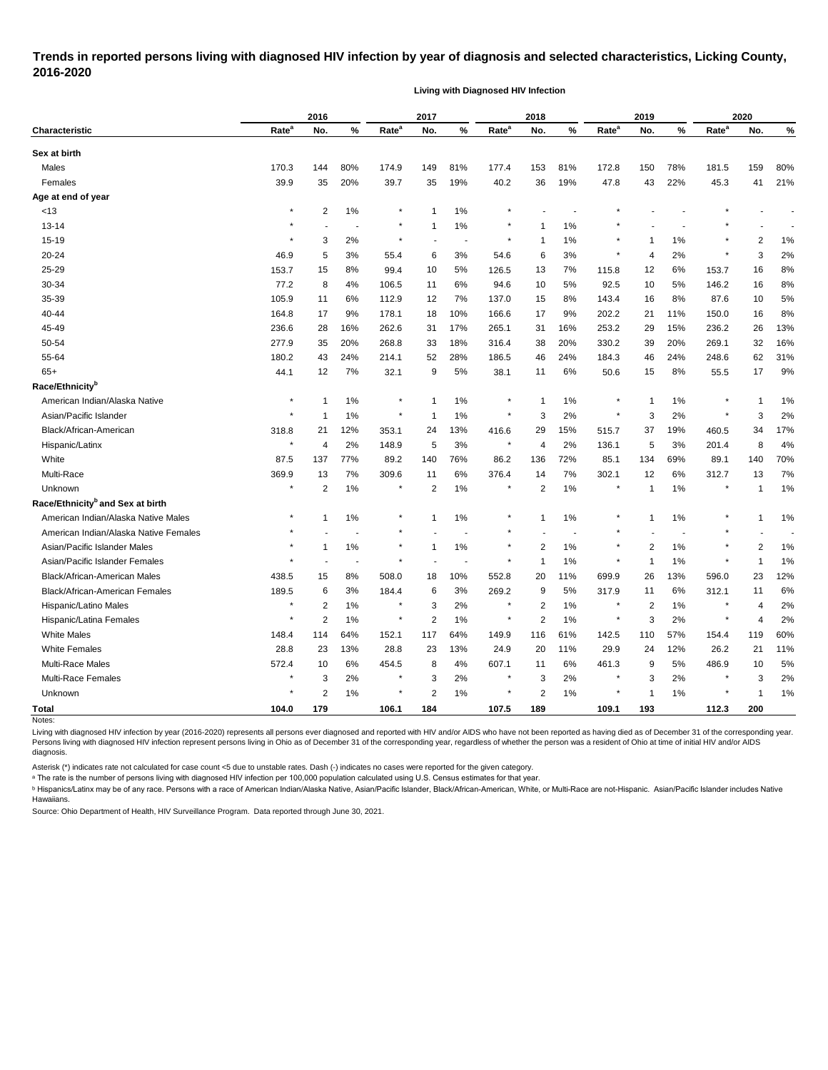# Trends in reported persons living with diagnosed HIV infection by year of diagnosis and selected characteristics, Licking County, 2016-2020

**Living with Diagnosed HIV Infection**

| Characteristic | 2016 | | | 2017 | | | 2018 | | | 2019 | | | 2020 | | |
|---|---|---|---|---|---|---|---|---|---|---|---|---|---|---|---|
| | Rate[a] | No. | % | Rate[a] | No. | % | Rate[a] | No. | % | Rate[a] | No. | % | Rate[a] | No. | % |
| **Sex at birth** | | | | | | | | | | | | | | | |
| Males | 170.3 | 144 | 80% | 174.9 | 149 | 81% | 177.4 | 153 | 81% | 172.8 | 150 | 78% | 181.5 | 159 | 80% |
| Females | 39.9 | 35 | 20% | 39.7 | 35 | 19% | 40.2 | 36 | 19% | 47.8 | 43 | 22% | 45.3 | 41 | 21% |
| **Age at end of year** | | | | | | | | | | | | | | | |
| <13 | * | 2 | 1% | * | 1 | 1% | * | - | - | * | - | - | * | - | - |
| 13-14 | * | - | - | * | 1 | 1% | * | 1 | 1% | * | - | - | * | - | - |
| 15-19 | * | 3 | 2% | * | - | - | * | 1 | 1% | * | 1 | 1% | * | 2 | 1% |
| 20-24 | 46.9 | 5 | 3% | 55.4 | 6 | 3% | 54.6 | 6 | 3% | * | 4 | 2% | * | 3 | 2% |
| 25-29 | 153.7 | 15 | 8% | 99.4 | 10 | 5% | 126.5 | 13 | 7% | 115.8 | 12 | 6% | 153.7 | 16 | 8% |
| 30-34 | 77.2 | 8 | 4% | 106.5 | 11 | 6% | 94.6 | 10 | 5% | 92.5 | 10 | 5% | 146.2 | 16 | 8% |
| 35-39 | 105.9 | 11 | 6% | 112.9 | 12 | 7% | 137.0 | 15 | 8% | 143.4 | 16 | 8% | 87.6 | 10 | 5% |
| 40-44 | 164.8 | 17 | 9% | 178.1 | 18 | 10% | 166.6 | 17 | 9% | 202.2 | 21 | 11% | 150.0 | 16 | 8% |
| 45-49 | 236.6 | 28 | 16% | 262.6 | 31 | 17% | 265.1 | 31 | 16% | 253.2 | 29 | 15% | 236.2 | 26 | 13% |
| 50-54 | 277.9 | 35 | 20% | 268.8 | 33 | 18% | 316.4 | 38 | 20% | 330.2 | 39 | 20% | 269.1 | 32 | 16% |
| 55-64 | 180.2 | 43 | 24% | 214.1 | 52 | 28% | 186.5 | 46 | 24% | 184.3 | 46 | 24% | 248.6 | 62 | 31% |
| 65+ | 44.1 | 12 | 7% | 32.1 | 9 | 5% | 38.1 | 11 | 6% | 50.6 | 15 | 8% | 55.5 | 17 | 9% |
| **Race/Ethnicity[b]** | | | | | | | | | | | | | | | |
| American Indian/Alaska Native | * | 1 | 1% | * | 1 | 1% | * | 1 | 1% | * | 1 | 1% | * | 1 | 1% |
| Asian/Pacific Islander | * | 1 | 1% | * | 1 | 1% | * | 3 | 2% | * | 3 | 2% | * | 3 | 2% |
| Black/African-American | 318.8 | 21 | 12% | 353.1 | 24 | 13% | 416.6 | 29 | 15% | 515.7 | 37 | 19% | 460.5 | 34 | 17% |
| Hispanic/Latinx | * | 4 | 2% | 148.9 | 5 | 3% | * | 4 | 2% | 136.1 | 5 | 3% | 201.4 | 8 | 4% |
| White | 87.5 | 137 | 77% | 89.2 | 140 | 76% | 86.2 | 136 | 72% | 85.1 | 134 | 69% | 89.1 | 140 | 70% |
| Multi-Race | 369.9 | 13 | 7% | 309.6 | 11 | 6% | 376.4 | 14 | 7% | 302.1 | 12 | 6% | 312.7 | 13 | 7% |
| Unknown | * | 2 | 1% | * | 2 | 1% | * | 2 | 1% | * | 1 | 1% | * | 1 | 1% |
| **Race/Ethnicity[b] and Sex at birth** | | | | | | | | | | | | | | | |
| American Indian/Alaska Native Males | * | 1 | 1% | * | 1 | 1% | * | 1 | 1% | * | 1 | 1% | * | 1 | 1% |
| American Indian/Alaska Native Females | * | - | - | * | - | - | * | - | - | * | - | - | * | - | - |
| Asian/Pacific Islander Males | * | 1 | 1% | * | 1 | 1% | * | 2 | 1% | * | 2 | 1% | * | 2 | 1% |
| Asian/Pacific Islander Females | * | - | - | * | - | - | * | 1 | 1% | * | 1 | 1% | * | 1 | 1% |
| Black/African-American Males | 438.5 | 15 | 8% | 508.0 | 18 | 10% | 552.8 | 20 | 11% | 699.9 | 26 | 13% | 596.0 | 23 | 12% |
| Black/African-American Females | 189.5 | 6 | 3% | 184.4 | 6 | 3% | 269.2 | 9 | 5% | 317.9 | 11 | 6% | 312.1 | 11 | 6% |
| Hispanic/Latino Males | * | 2 | 1% | * | 3 | 2% | * | 2 | 1% | * | 2 | 1% | * | 4 | 2% |
| Hispanic/Latina Females | * | 2 | 1% | * | 2 | 1% | * | 2 | 1% | * | 3 | 2% | * | 4 | 2% |
| White Males | 148.4 | 114 | 64% | 152.1 | 117 | 64% | 149.9 | 116 | 61% | 142.5 | 110 | 57% | 154.4 | 119 | 60% |
| White Females | 28.8 | 23 | 13% | 28.8 | 23 | 13% | 24.9 | 20 | 11% | 29.9 | 24 | 12% | 26.2 | 21 | 11% |
| Multi-Race Males | 572.4 | 10 | 6% | 454.5 | 8 | 4% | 607.1 | 11 | 6% | 461.3 | 9 | 5% | 486.9 | 10 | 5% |
| Multi-Race Females | * | 3 | 2% | * | 3 | 2% | * | 3 | 2% | * | 3 | 2% | * | 3 | 2% |
| Unknown | * | 2 | 1% | * | 2 | 1% | * | 2 | 1% | * | 1 | 1% | * | 1 | 1% |
| **Total** | **104.0** | **179** | | **106.1** | **184** | | **107.5** | **189** | | **109.1** | **193** | | **112.3** | **200** | |

Notes:

Living with diagnosed HIV infection by year (2016-2020) represents all persons ever diagnosed and reported with HIV and/or AIDS who have not been reported as having died as of December 31 of the corresponding year. Persons living with diagnosed HIV infection represent persons living in Ohio as of December 31 of the corresponding year, regardless of whether the person was a resident of Ohio at time of initial HIV and/or AIDS diagnosis.

Asterisk (*) indicates rate not calculated for case count <5 due to unstable rates. Dash (-) indicates no cases were reported for the given category.

[a] The rate is the number of persons living with diagnosed HIV infection per 100,000 population calculated using U.S. Census estimates for that year.

[b] Hispanics/Latinx may be of any race. Persons with a race of American Indian/Alaska Native, Asian/Pacific Islander, Black/African-American, White, or Multi-Race are not-Hispanic. Asian/Pacific Islander includes Native Hawaiians.

Source: Ohio Department of Health, HIV Surveillance Program. Data reported through June 30, 2021.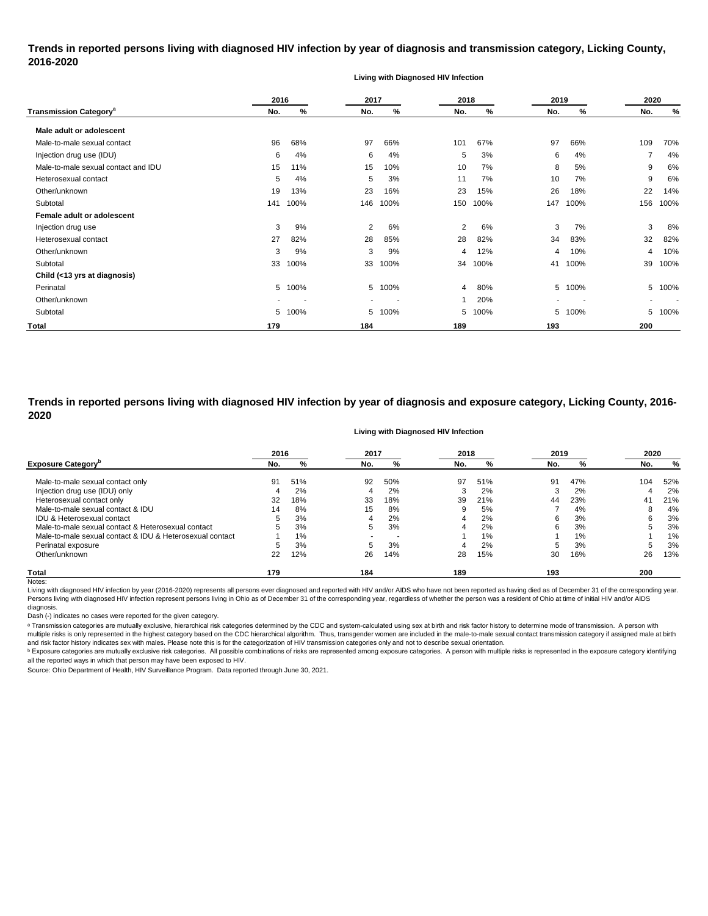## Trends in reported persons living with diagnosed HIV infection by year of diagnosis and transmission category, Licking County, 2016-2020

**Living with Diagnosed HIV Infection**

| Transmission Category[a] | 2016 No. | 2016 % | 2017 No. | 2017 % | 2018 No. | 2018 % | 2019 No. | 2019 % | 2020 No. | 2020 % |
|---|---|---|---|---|---|---|---|---|---|---|
| **Male adult or adolescent** | | | | | | | | | | |
| Male-to-male sexual contact | 96 | 68% | 97 | 66% | 101 | 67% | 97 | 66% | 109 | 70% |
| Injection drug use (IDU) | 6 | 4% | 6 | 4% | 5 | 3% | 6 | 4% | 7 | 4% |
| Male-to-male sexual contact and IDU | 15 | 11% | 15 | 10% | 10 | 7% | 8 | 5% | 9 | 6% |
| Heterosexual contact | 5 | 4% | 5 | 3% | 11 | 7% | 10 | 7% | 9 | 6% |
| Other/unknown | 19 | 13% | 23 | 16% | 23 | 15% | 26 | 18% | 22 | 14% |
| Subtotal | 141 | 100% | 146 | 100% | 150 | 100% | 147 | 100% | 156 | 100% |
| **Female adult or adolescent** | | | | | | | | | | |
| Injection drug use | 3 | 9% | 2 | 6% | 2 | 6% | 3 | 7% | 3 | 8% |
| Heterosexual contact | 27 | 82% | 28 | 85% | 28 | 82% | 34 | 83% | 32 | 82% |
| Other/unknown | 3 | 9% | 3 | 9% | 4 | 12% | 4 | 10% | 4 | 10% |
| Subtotal | 33 | 100% | 33 | 100% | 34 | 100% | 41 | 100% | 39 | 100% |
| **Child (<13 yrs at diagnosis)** | | | | | | | | | | |
| Perinatal | 5 | 100% | 5 | 100% | 4 | 80% | 5 | 100% | 5 | 100% |
| Other/unknown | - | - | - | - | 1 | 20% | - | - | - | - |
| Subtotal | 5 | 100% | 5 | 100% | 5 | 100% | 5 | 100% | 5 | 100% |
| **Total** | **179** | | **184** | | **189** | | **193** | | **200** | |

## Trends in reported persons living with diagnosed HIV infection by year of diagnosis and exposure category, Licking County, 2016-2020

**Living with Diagnosed HIV Infection**

| Exposure Category[b] | 2016 No. | 2016 % | 2017 No. | 2017 % | 2018 No. | 2018 % | 2019 No. | 2019 % | 2020 No. | 2020 % |
|---|---|---|---|---|---|---|---|---|---|---|
| Male-to-male sexual contact only | 91 | 51% | 92 | 50% | 97 | 51% | 91 | 47% | 104 | 52% |
| Injection drug use (IDU) only | 4 | 2% | 4 | 2% | 3 | 2% | 3 | 2% | 4 | 2% |
| Heterosexual contact only | 32 | 18% | 33 | 18% | 39 | 21% | 44 | 23% | 41 | 21% |
| Male-to-male sexual contact & IDU | 14 | 8% | 15 | 8% | 9 | 5% | 7 | 4% | 8 | 4% |
| IDU & Heterosexual contact | 5 | 3% | 4 | 2% | 4 | 2% | 6 | 3% | 6 | 3% |
| Male-to-male sexual contact & Heterosexual contact | 5 | 3% | 5 | 3% | 4 | 2% | 6 | 3% | 5 | 3% |
| Male-to-male sexual contact & IDU & Heterosexual contact | 1 | 1% | - | - | 1 | 1% | 1 | 1% | 1 | 1% |
| Perinatal exposure | 5 | 3% | 5 | 3% | 4 | 2% | 5 | 3% | 5 | 3% |
| Other/unknown | 22 | 12% | 26 | 14% | 28 | 15% | 30 | 16% | 26 | 13% |
| **Total** | **179** | | **184** | | **189** | | **193** | | **200** | |

Notes:

Living with diagnosed HIV infection by year (2016-2020) represents all persons ever diagnosed and reported with HIV and/or AIDS who have not been reported as having died as of December 31 of the corresponding year. Persons living with diagnosed HIV infection represent persons living in Ohio as of December 31 of the corresponding year, regardless of whether the person was a resident of Ohio at time of initial HIV and/or AIDS diagnosis.

Dash (-) indicates no cases were reported for the given category.

[a] Transmission categories are mutually exclusive, hierarchical risk categories determined by the CDC and system-calculated using sex at birth and risk factor history to determine mode of transmission. A person with multiple risks is only represented in the highest category based on the CDC hierarchical algorithm. Thus, transgender women are included in the male-to-male sexual contact transmission category if assigned male at birth and risk factor history indicates sex with males. Please note this is for the categorization of HIV transmission categories only and not to describe sexual orientation.

[b] Exposure categories are mutually exclusive risk categories. All possible combinations of risks are represented among exposure categories. A person with multiple risks is represented in the exposure category identifying all the reported ways in which that person may have been exposed to HIV.

Source: Ohio Department of Health, HIV Surveillance Program. Data reported through June 30, 2021.